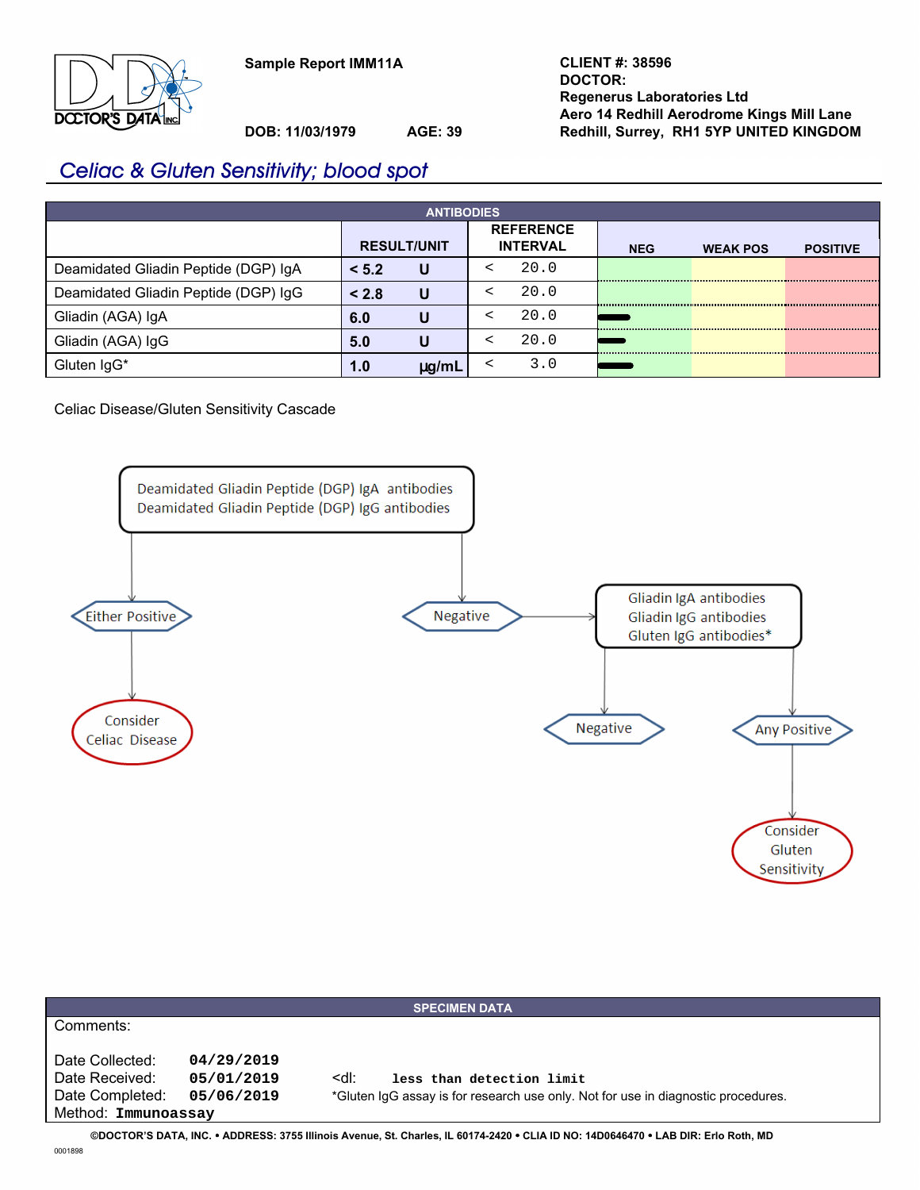Sample Report IMM11A

DOB: 11/03/1979 AGE: 39

**CLIENT #: 38596**
**DOCTOR:**
**Regenerus Laboratories Ltd**
**Aero 14 Redhill Aerodrome Kings Mill Lane**
**Redhill, Surrey, RH1 5YP UNITED KINGDOM**

# Celiac & Gluten Sensitivity; blood spot

| ANTIBODIES | | | | | | | |
|---|---|---|---|---|---|---|---|
| | RESULT/UNIT | | REFERENCE INTERVAL | | NEG | WEAK POS | POSITIVE |
| Deamidated Gliadin Peptide (DGP) IgA | < 5.2 | U | < | 20.0 | | | |
| Deamidated Gliadin Peptide (DGP) IgG | < 2.8 | U | < | 20.0 | | | |
| Gliadin (AGA) IgA | 6.0 | U | < | 20.0 | ▬ | | |
| Gliadin (AGA) IgG | 5.0 | U | < | 20.0 | ▬ | | |
| Gluten IgG* | 1.0 | µg/mL | < | 3.0 | ▬ | | |

Celiac Disease/Gluten Sensitivity Cascade

- Deamidated Gliadin Peptide (DGP) IgA antibodies / Deamidated Gliadin Peptide (DGP) IgG antibodies
  - Either Positive → Consider Celiac Disease
  - Negative → Gliadin IgA antibodies / Gliadin IgG antibodies / Gluten IgG antibodies*
    - Negative
    - Any Positive → Consider Gluten Sensitivity

## SPECIMEN DATA

Comments:

Date Collected: 04/29/2019
Date Received: 05/01/2019
Date Completed: 05/06/2019
Method: Immunoassay

<dl: less than detection limit
*Gluten IgG assay is for research use only. Not for use in diagnostic procedures.

©DOCTOR'S DATA, INC. • ADDRESS: 3755 Illinois Avenue, St. Charles, IL 60174-2420 • CLIA ID NO: 14D0646470 • LAB DIR: Erlo Roth, MD

0001898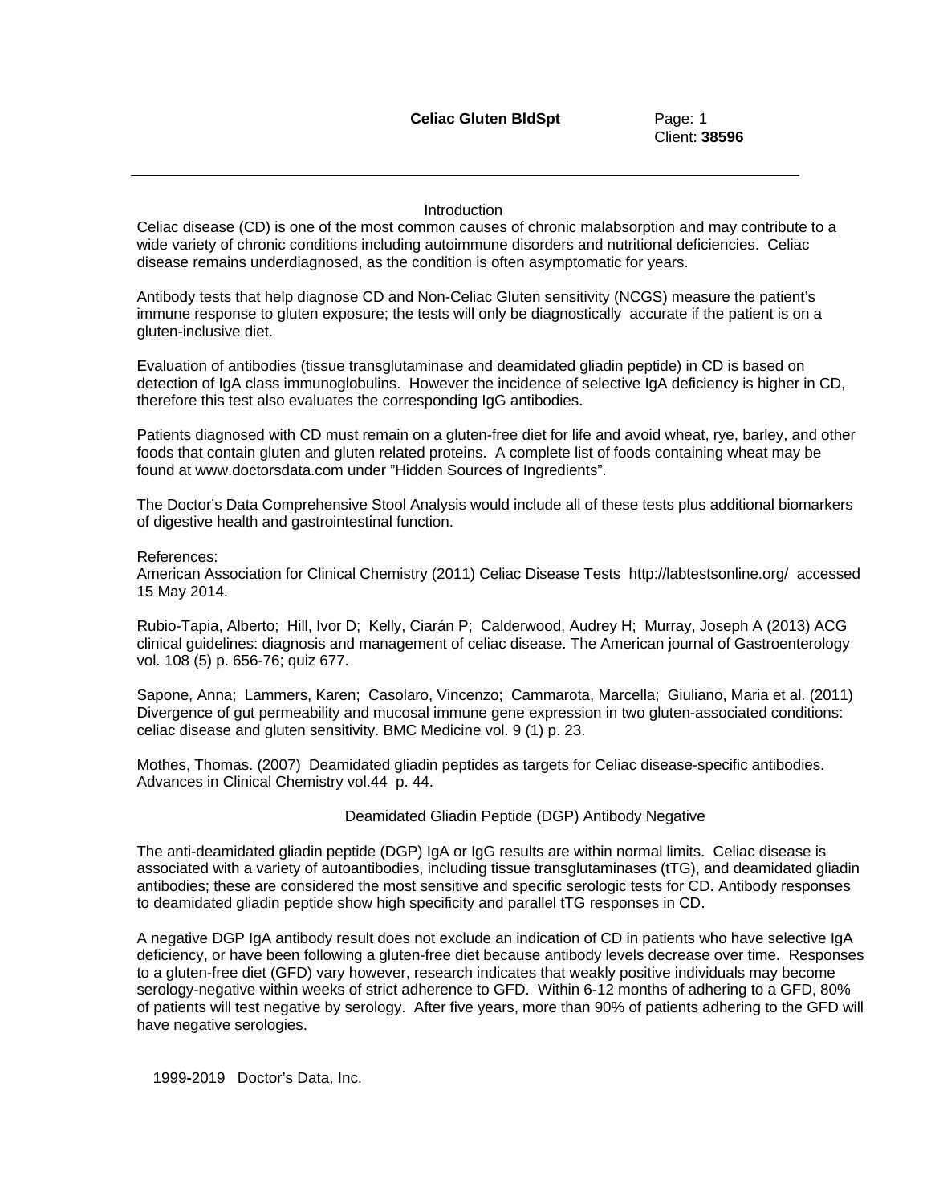## Introduction

Celiac disease (CD) is one of the most common causes of chronic malabsorption and may contribute to a wide variety of chronic conditions including autoimmune disorders and nutritional deficiencies. Celiac disease remains underdiagnosed, as the condition is often asymptomatic for years.

Antibody tests that help diagnose CD and Non-Celiac Gluten sensitivity (NCGS) measure the patient's immune response to gluten exposure; the tests will only be diagnostically accurate if the patient is on a gluten-inclusive diet.

Evaluation of antibodies (tissue transglutaminase and deamidated gliadin peptide) in CD is based on detection of IgA class immunoglobulins. However the incidence of selective IgA deficiency is higher in CD, therefore this test also evaluates the corresponding IgG antibodies.

Patients diagnosed with CD must remain on a gluten-free diet for life and avoid wheat, rye, barley, and other foods that contain gluten and gluten related proteins. A complete list of foods containing wheat may be found at www.doctorsdata.com under "Hidden Sources of Ingredients".

The Doctor's Data Comprehensive Stool Analysis would include all of these tests plus additional biomarkers of digestive health and gastrointestinal function.

References:
American Association for Clinical Chemistry (2011) Celiac Disease Tests http://labtestsonline.org/ accessed 15 May 2014.

Rubio-Tapia, Alberto; Hill, Ivor D; Kelly, Ciarán P; Calderwood, Audrey H; Murray, Joseph A (2013) ACG clinical guidelines: diagnosis and management of celiac disease. The American journal of Gastroenterology vol. 108 (5) p. 656-76; quiz 677.

Sapone, Anna; Lammers, Karen; Casolaro, Vincenzo; Cammarota, Marcella; Giuliano, Maria et al. (2011) Divergence of gut permeability and mucosal immune gene expression in two gluten-associated conditions: celiac disease and gluten sensitivity. BMC Medicine vol. 9 (1) p. 23.

Mothes, Thomas. (2007) Deamidated gliadin peptides as targets for Celiac disease-specific antibodies. Advances in Clinical Chemistry vol.44 p. 44.

## Deamidated Gliadin Peptide (DGP) Antibody Negative

The anti-deamidated gliadin peptide (DGP) IgA or IgG results are within normal limits. Celiac disease is associated with a variety of autoantibodies, including tissue transglutaminases (tTG), and deamidated gliadin antibodies; these are considered the most sensitive and specific serologic tests for CD. Antibody responses to deamidated gliadin peptide show high specificity and parallel tTG responses in CD.

A negative DGP IgA antibody result does not exclude an indication of CD in patients who have selective IgA deficiency, or have been following a gluten-free diet because antibody levels decrease over time. Responses to a gluten-free diet (GFD) vary however, research indicates that weakly positive individuals may become serology-negative within weeks of strict adherence to GFD. Within 6-12 months of adhering to a GFD, 80% of patients will test negative by serology. After five years, more than 90% of patients adhering to the GFD will have negative serologies.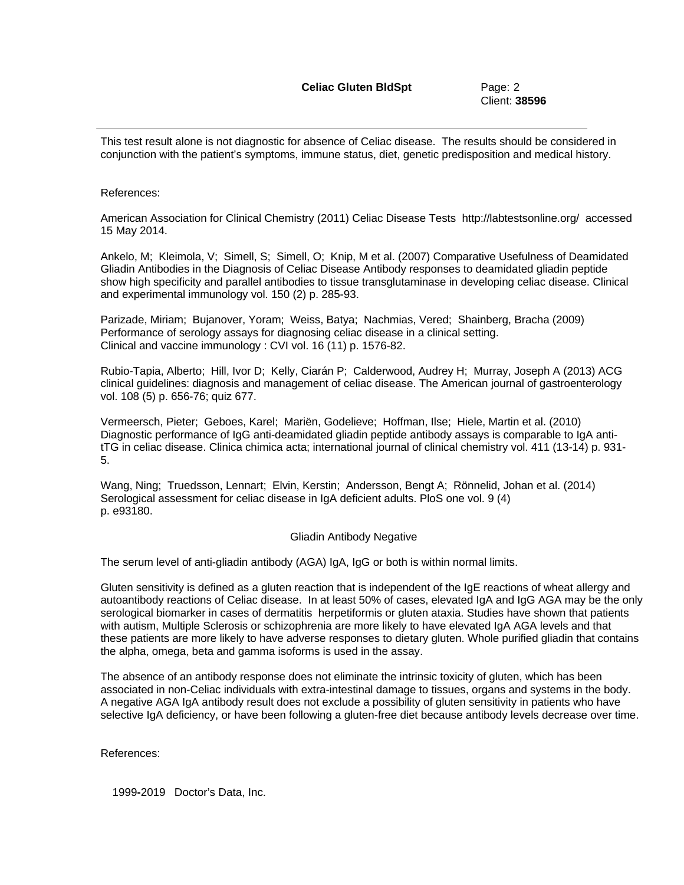This test result alone is not diagnostic for absence of Celiac disease. The results should be considered in conjunction with the patient's symptoms, immune status, diet, genetic predisposition and medical history.

References:

American Association for Clinical Chemistry (2011) Celiac Disease Tests http://labtestsonline.org/ accessed 15 May 2014.

Ankelo, M; Kleimola, V; Simell, S; Simell, O; Knip, M et al. (2007) Comparative Usefulness of Deamidated Gliadin Antibodies in the Diagnosis of Celiac Disease Antibody responses to deamidated gliadin peptide show high specificity and parallel antibodies to tissue transglutaminase in developing celiac disease. Clinical and experimental immunology vol. 150 (2) p. 285-93.

Parizade, Miriam; Bujanover, Yoram; Weiss, Batya; Nachmias, Vered; Shainberg, Bracha (2009) Performance of serology assays for diagnosing celiac disease in a clinical setting. Clinical and vaccine immunology : CVI vol. 16 (11) p. 1576-82.

Rubio-Tapia, Alberto; Hill, Ivor D; Kelly, Ciarán P; Calderwood, Audrey H; Murray, Joseph A (2013) ACG clinical guidelines: diagnosis and management of celiac disease. The American journal of gastroenterology vol. 108 (5) p. 656-76; quiz 677.

Vermeersch, Pieter; Geboes, Karel; Mariën, Godelieve; Hoffman, Ilse; Hiele, Martin et al. (2010) Diagnostic performance of IgG anti-deamidated gliadin peptide antibody assays is comparable to IgA anti-tTG in celiac disease. Clinica chimica acta; international journal of clinical chemistry vol. 411 (13-14) p. 931-5.

Wang, Ning; Truedsson, Lennart; Elvin, Kerstin; Andersson, Bengt A; Rönnelid, Johan et al. (2014) Serological assessment for celiac disease in IgA deficient adults. PloS one vol. 9 (4) p. e93180.

## Gliadin Antibody Negative

The serum level of anti-gliadin antibody (AGA) IgA, IgG or both is within normal limits.

Gluten sensitivity is defined as a gluten reaction that is independent of the IgE reactions of wheat allergy and autoantibody reactions of Celiac disease. In at least 50% of cases, elevated IgA and IgG AGA may be the only serological biomarker in cases of dermatitis herpetiformis or gluten ataxia. Studies have shown that patients with autism, Multiple Sclerosis or schizophrenia are more likely to have elevated IgA AGA levels and that these patients are more likely to have adverse responses to dietary gluten. Whole purified gliadin that contains the alpha, omega, beta and gamma isoforms is used in the assay.

The absence of an antibody response does not eliminate the intrinsic toxicity of gluten, which has been associated in non-Celiac individuals with extra-intestinal damage to tissues, organs and systems in the body. A negative AGA IgA antibody result does not exclude a possibility of gluten sensitivity in patients who have selective IgA deficiency, or have been following a gluten-free diet because antibody levels decrease over time.

References: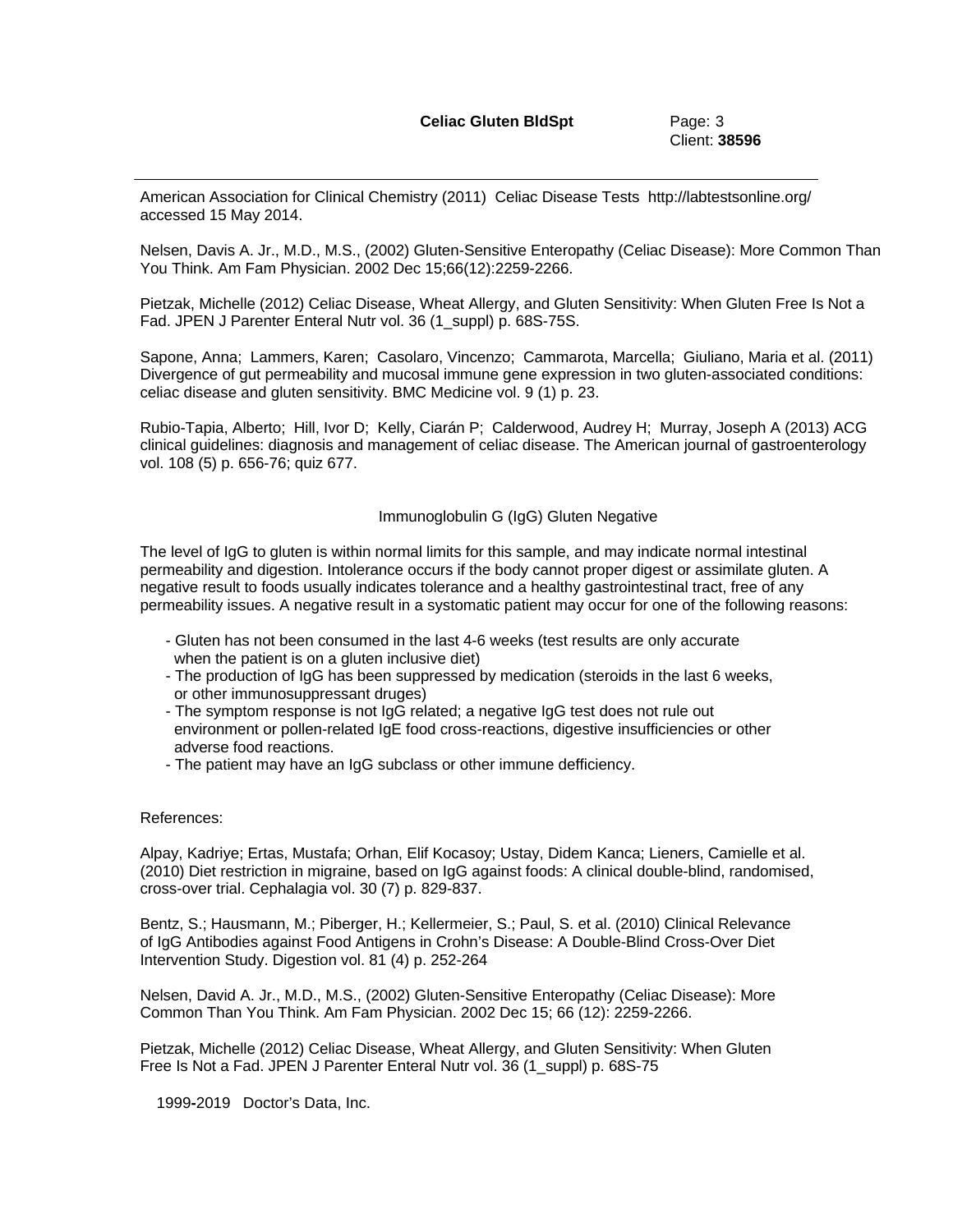American Association for Clinical Chemistry (2011) Celiac Disease Tests http://labtestsonline.org/ accessed 15 May 2014.

Nelsen, Davis A. Jr., M.D., M.S., (2002) Gluten-Sensitive Enteropathy (Celiac Disease): More Common Than You Think. Am Fam Physician. 2002 Dec 15;66(12):2259-2266.

Pietzak, Michelle (2012) Celiac Disease, Wheat Allergy, and Gluten Sensitivity: When Gluten Free Is Not a Fad. JPEN J Parenter Enteral Nutr vol. 36 (1_suppl) p. 68S-75S.

Sapone, Anna; Lammers, Karen; Casolaro, Vincenzo; Cammarota, Marcella; Giuliano, Maria et al. (2011) Divergence of gut permeability and mucosal immune gene expression in two gluten-associated conditions: celiac disease and gluten sensitivity. BMC Medicine vol. 9 (1) p. 23.

Rubio-Tapia, Alberto; Hill, Ivor D; Kelly, Ciarán P; Calderwood, Audrey H; Murray, Joseph A (2013) ACG clinical guidelines: diagnosis and management of celiac disease. The American journal of gastroenterology vol. 108 (5) p. 656-76; quiz 677.

## Immunoglobulin G (IgG) Gluten Negative

The level of IgG to gluten is within normal limits for this sample, and may indicate normal intestinal permeability and digestion. Intolerance occurs if the body cannot proper digest or assimilate gluten. A negative result to foods usually indicates tolerance and a healthy gastrointestinal tract, free of any permeability issues. A negative result in a systomatic patient may occur for one of the following reasons:

- Gluten has not been consumed in the last 4-6 weeks (test results are only accurate when the patient is on a gluten inclusive diet)
- The production of IgG has been suppressed by medication (steroids in the last 6 weeks, or other immunosuppressant druges)
- The symptom response is not IgG related; a negative IgG test does not rule out environment or pollen-related IgE food cross-reactions, digestive insufficiencies or other adverse food reactions.
- The patient may have an IgG subclass or other immune defficiency.

References:

Alpay, Kadriye; Ertas, Mustafa; Orhan, Elif Kocasoy; Ustay, Didem Kanca; Lieners, Camielle et al. (2010) Diet restriction in migraine, based on IgG against foods: A clinical double-blind, randomised, cross-over trial. Cephalagia vol. 30 (7) p. 829-837.

Bentz, S.; Hausmann, M.; Piberger, H.; Kellermeier, S.; Paul, S. et al. (2010) Clinical Relevance of IgG Antibodies against Food Antigens in Crohn's Disease: A Double-Blind Cross-Over Diet Intervention Study. Digestion vol. 81 (4) p. 252-264

Nelsen, David A. Jr., M.D., M.S., (2002) Gluten-Sensitive Enteropathy (Celiac Disease): More Common Than You Think. Am Fam Physician. 2002 Dec 15; 66 (12): 2259-2266.

Pietzak, Michelle (2012) Celiac Disease, Wheat Allergy, and Gluten Sensitivity: When Gluten Free Is Not a Fad. JPEN J Parenter Enteral Nutr vol. 36 (1_suppl) p. 68S-75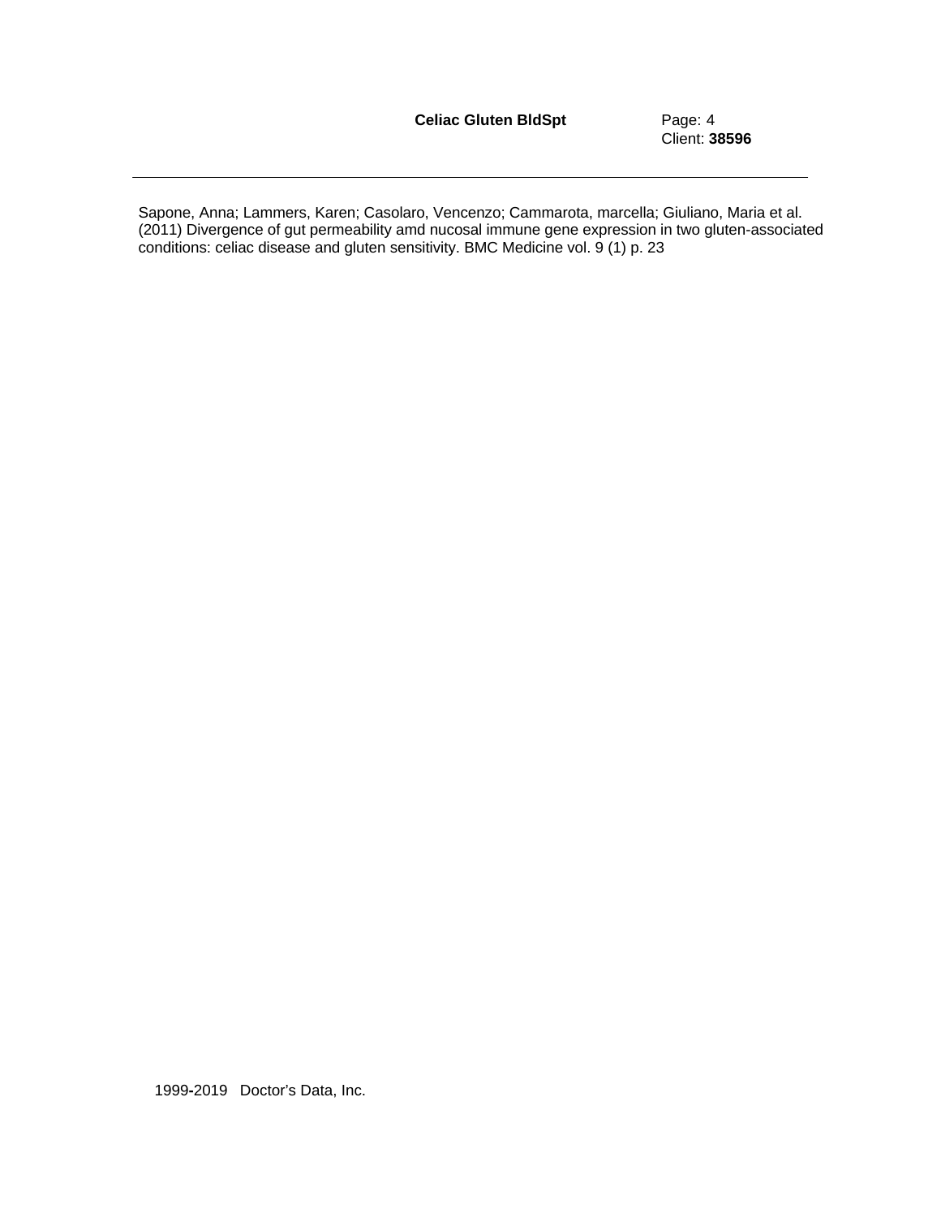Sapone, Anna; Lammers, Karen; Casolaro, Vencenzo; Cammarota, marcella; Giuliano, Maria et al. (2011) Divergence of gut permeability amd nucosal immune gene expression in two gluten-associated conditions: celiac disease and gluten sensitivity. BMC Medicine vol. 9 (1) p. 23